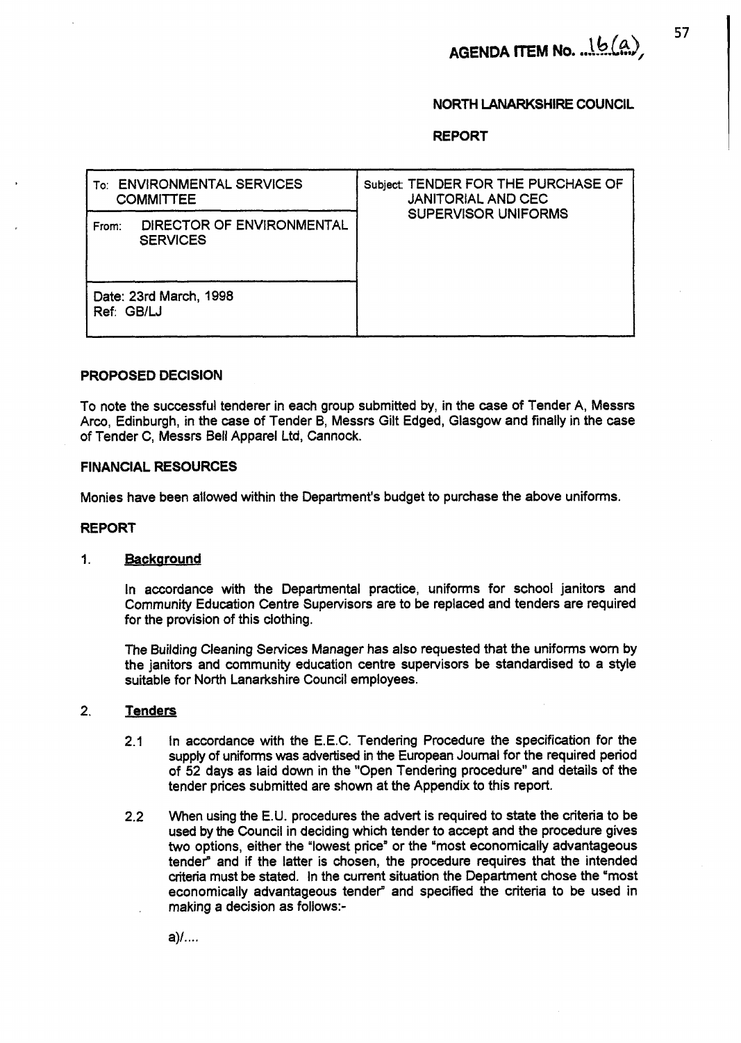**AGENDA ITEM No. 16(a)**

**NORTH LANARKSHIRE COUNCIL**

**REPORT**

| To: ENVIRONMENTAL SERVICES COMMITTEE | Subject: TENDER FOR THE PURCHASE OF JANITORIAL AND CEC SUPERVISOR UNIFORMS |
|---|---|
| From: DIRECTOR OF ENVIRONMENTAL SERVICES | |
| Date: 23rd March, 1998<br>Ref: GB/LJ | |

## PROPOSED DECISION

To note the successful tenderer in each group submitted by, in the case of Tender A, Messrs Arco, Edinburgh, in the case of Tender B, Messrs Gilt Edged, Glasgow and finally in the case of Tender C, Messrs Bell Apparel Ltd, Cannock.

## FINANCIAL RESOURCES

Monies have been allowed within the Department's budget to purchase the above uniforms.

## REPORT

1. **Background**

   In accordance with the Departmental practice, uniforms for school janitors and Community Education Centre Supervisors are to be replaced and tenders are required for the provision of this clothing.

   The Building Cleaning Services Manager has also requested that the uniforms worn by the janitors and community education centre supervisors be standardised to a style suitable for North Lanarkshire Council employees.

2. **Tenders**

   2.1 In accordance with the E.E.C. Tendering Procedure the specification for the supply of uniforms was advertised in the European Journal for the required period of 52 days as laid down in the "Open Tendering procedure" and details of the tender prices submitted are shown at the Appendix to this report.

   2.2 When using the E.U. procedures the advert is required to state the criteria to be used by the Council in deciding which tender to accept and the procedure gives two options, either the "lowest price" or the "most economically advantageous tender" and if the latter is chosen, the procedure requires that the intended criteria must be stated. In the current situation the Department chose the "most economically advantageous tender" and specified the criteria to be used in making a decision as follows:-

a)/....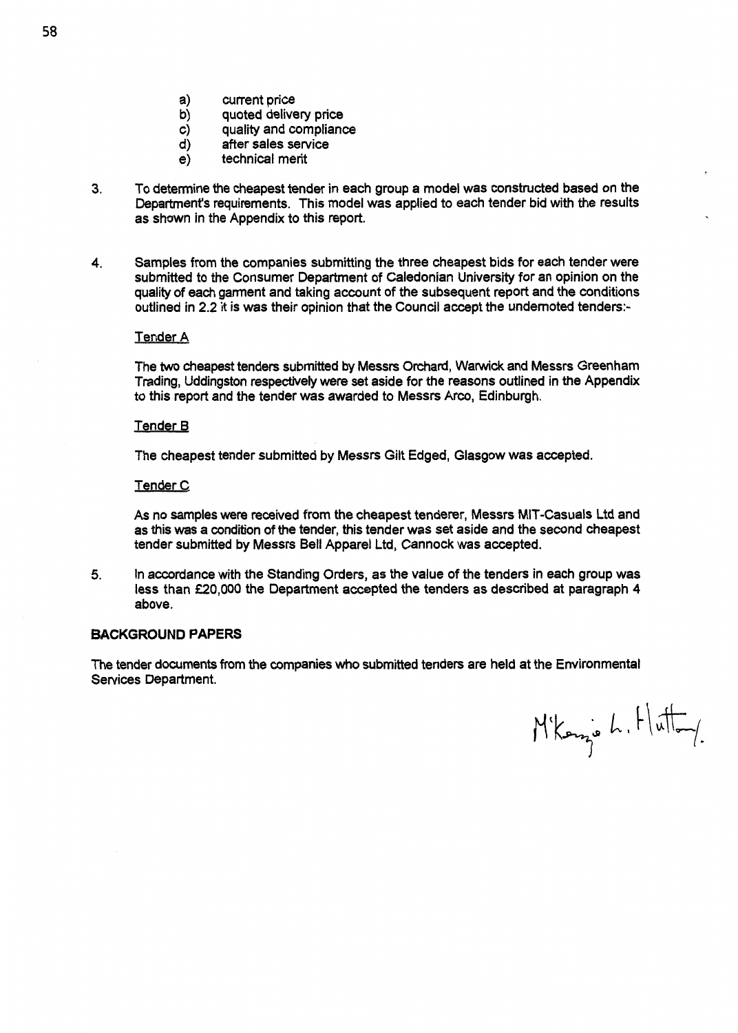a) current price
b) quoted delivery price
c) quality and compliance
d) after sales service
e) technical merit

3. To determine the cheapest tender in each group a model was constructed based on the Department's requirements. This model was applied to each tender bid with the results as shown in the Appendix to this report.

4. Samples from the companies submitting the three cheapest bids for each tender were submitted to the Consumer Department of Caledonian University for an opinion on the quality of each garment and taking account of the subsequent report and the conditions outlined in 2.2 it is was their opinion that the Council accept the undernoted tenders:-

   Tender A

   The two cheapest tenders submitted by Messrs Orchard, Warwick and Messrs Greenham Trading, Uddingston respectively were set aside for the reasons outlined in the Appendix to this report and the tender was awarded to Messrs Arco, Edinburgh.

   Tender B

   The cheapest tender submitted by Messrs Gilt Edged, Glasgow was accepted.

   Tender C

   As no samples were received from the cheapest tenderer, Messrs MIT-Casuals Ltd and as this was a condition of the tender, this tender was set aside and the second cheapest tender submitted by Messrs Bell Apparel Ltd, Cannock was accepted.

5. In accordance with the Standing Orders, as the value of the tenders in each group was less than £20,000 the Department accepted the tenders as described at paragraph 4 above.

**BACKGROUND PAPERS**

The tender documents from the companies who submitted tenders are held at the Environmental Services Department.

M'Kenzie L. Hutton.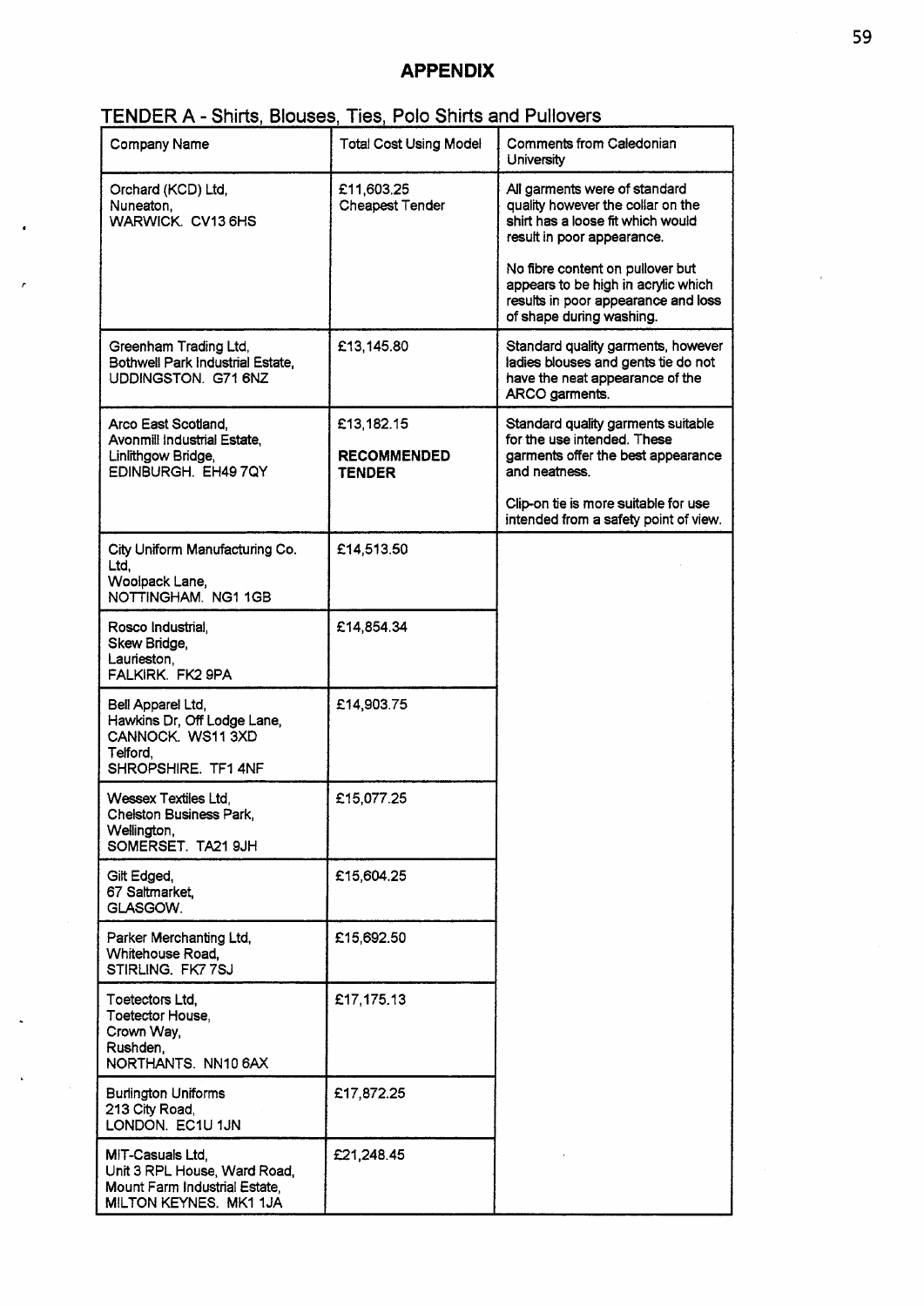## APPENDIX

### TENDER A - Shirts, Blouses, Ties, Polo Shirts and Pullovers

| Company Name | Total Cost Using Model | Comments from Caledonian University |
|---|---|---|
| Orchard (KCD) Ltd, Nuneaton, WARWICK. CV13 6HS | £11,603.25 Cheapest Tender | All garments were of standard quality however the collar on the shirt has a loose fit which would result in poor appearance. No fibre content on pullover but appears to be high in acrylic which results in poor appearance and loss of shape during washing. |
| Greenham Trading Ltd, Bothwell Park Industrial Estate, UDDINGSTON. G71 6NZ | £13,145.80 | Standard quality garments, however ladies blouses and gents tie do not have the neat appearance of the ARCO garments. |
| Arco East Scotland, Avonmill Industrial Estate, Linlithgow Bridge, EDINBURGH. EH49 7QY | £13,182.15 **RECOMMENDED TENDER** | Standard quality garments suitable for the use intended. These garments offer the best appearance and neatness. Clip-on tie is more suitable for use intended from a safety point of view. |
| City Uniform Manufacturing Co. Ltd, Woolpack Lane, NOTTINGHAM. NG1 1GB | £14,513.50 | |
| Rosco Industrial, Skew Bridge, Laurieston, FALKIRK. FK2 9PA | £14,854.34 | |
| Bell Apparel Ltd, Hawkins Dr, Off Lodge Lane, CANNOCK. WS11 3XD Telford, SHROPSHIRE. TF1 4NF | £14,903.75 | |
| Wessex Textiles Ltd, Chelston Business Park, Wellington, SOMERSET. TA21 9JH | £15,077.25 | |
| Gilt Edged, 67 Saltmarket, GLASGOW. | £15,604.25 | |
| Parker Merchanting Ltd, Whitehouse Road, STIRLING. FK7 7SJ | £15,692.50 | |
| Toetectors Ltd, Toetector House, Crown Way, Rushden, NORTHANTS. NN10 6AX | £17,175.13 | |
| Burlington Uniforms 213 City Road, LONDON. EC1U 1JN | £17,872.25 | |
| MIT-Casuals Ltd, Unit 3 RPL House, Ward Road, Mount Farm Industrial Estate, MILTON KEYNES. MK1 1JA | £21,248.45 | |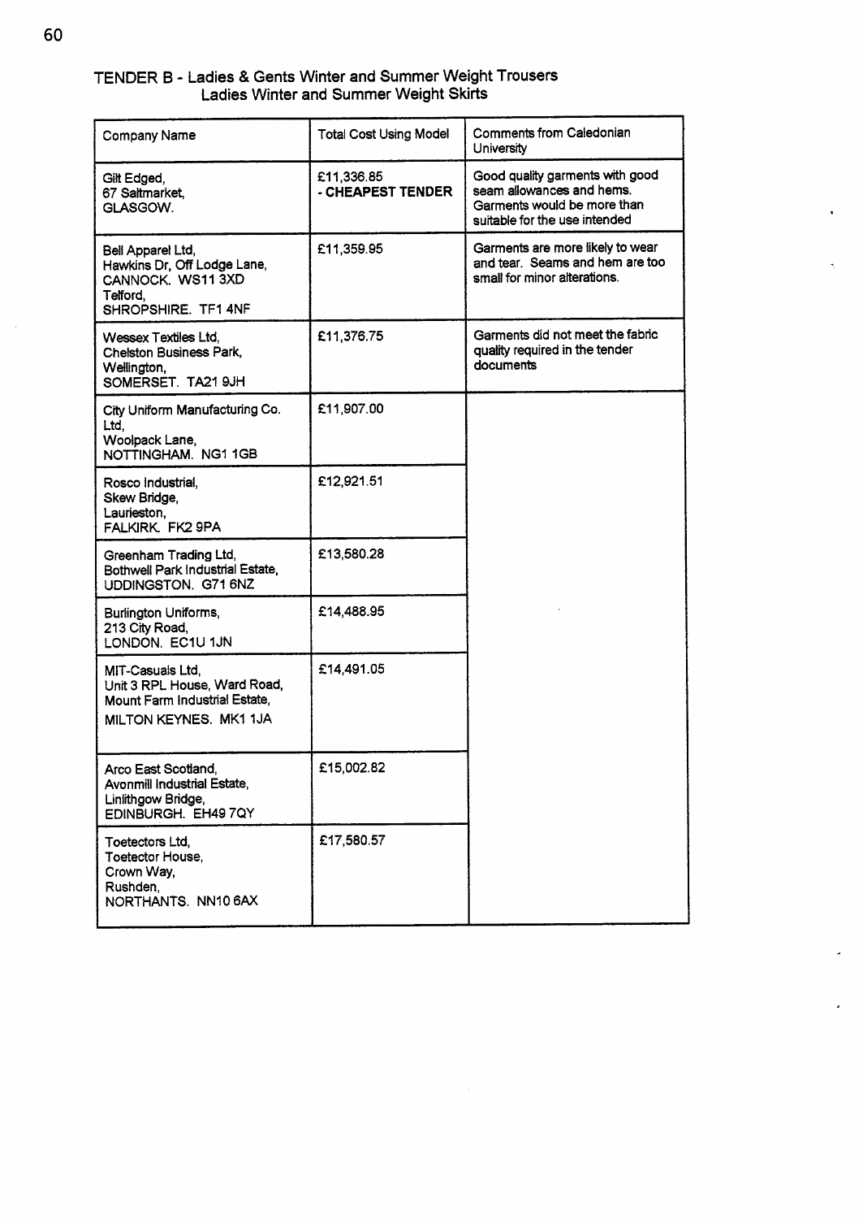## TENDER B - Ladies & Gents Winter and Summer Weight Trousers
## Ladies Winter and Summer Weight Skirts

| Company Name | Total Cost Using Model | Comments from Caledonian University |
|---|---|---|
| Gilt Edged, 67 Saltmarket, GLASGOW. | £11,336.85 **- CHEAPEST TENDER** | Good quality garments with good seam allowances and hems. Garments would be more than suitable for the use intended |
| Bell Apparel Ltd, Hawkins Dr, Off Lodge Lane, CANNOCK. WS11 3XD Telford, SHROPSHIRE. TF1 4NF | £11,359.95 | Garments are more likely to wear and tear. Seams and hem are too small for minor alterations. |
| Wessex Textiles Ltd, Chelston Business Park, Wellington, SOMERSET. TA21 9JH | £11,376.75 | Garments did not meet the fabric quality required in the tender documents |
| City Uniform Manufacturing Co. Ltd, Woolpack Lane, NOTTINGHAM. NG1 1GB | £11,907.00 | |
| Rosco Industrial, Skew Bridge, Laurieston, FALKIRK. FK2 9PA | £12,921.51 | |
| Greenham Trading Ltd, Bothwell Park Industrial Estate, UDDINGSTON. G71 6NZ | £13,580.28 | |
| Burlington Uniforms, 213 City Road, LONDON. EC1U 1JN | £14,488.95 | |
| MIT-Casuals Ltd, Unit 3 RPL House, Ward Road, Mount Farm Industrial Estate, MILTON KEYNES. MK1 1JA | £14,491.05 | |
| Arco East Scotland, Avonmill Industrial Estate, Linlithgow Bridge, EDINBURGH. EH49 7QY | £15,002.82 | |
| Toetectors Ltd, Toetector House, Crown Way, Rushden, NORTHANTS. NN10 6AX | £17,580.57 | |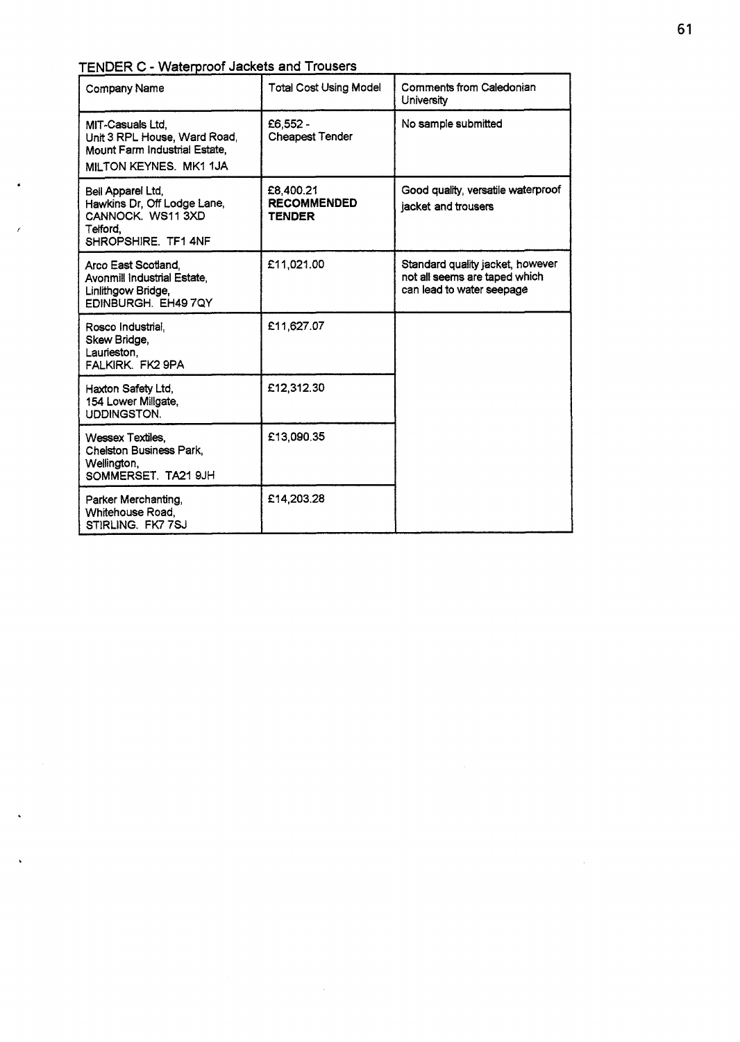TENDER C - Waterproof Jackets and Trousers

| Company Name | Total Cost Using Model | Comments from Caledonian University |
|---|---|---|
| MIT-Casuals Ltd, Unit 3 RPL House, Ward Road, Mount Farm Industrial Estate, MILTON KEYNES. MK1 1JA | £6,552 - Cheapest Tender | No sample submitted |
| Bell Apparel Ltd, Hawkins Dr, Off Lodge Lane, CANNOCK. WS11 3XD Telford, SHROPSHIRE. TF1 4NF | £8,400.21 **RECOMMENDED TENDER** | Good quality, versatile waterproof jacket and trousers |
| Arco East Scotland, Avonmill Industrial Estate, Linlithgow Bridge, EDINBURGH. EH49 7QY | £11,021.00 | Standard quality jacket, however not all seems are taped which can lead to water seepage |
| Rosco Industrial, Skew Bridge, Laurieston, FALKIRK. FK2 9PA | £11,627.07 | |
| Haxton Safety Ltd, 154 Lower Millgate, UDDINGSTON. | £12,312.30 | |
| Wessex Textiles, Chelston Business Park, Wellington, SOMMERSET. TA21 9JH | £13,090.35 | |
| Parker Merchanting, Whitehouse Road, STIRLING. FK7 7SJ | £14,203.28 | |